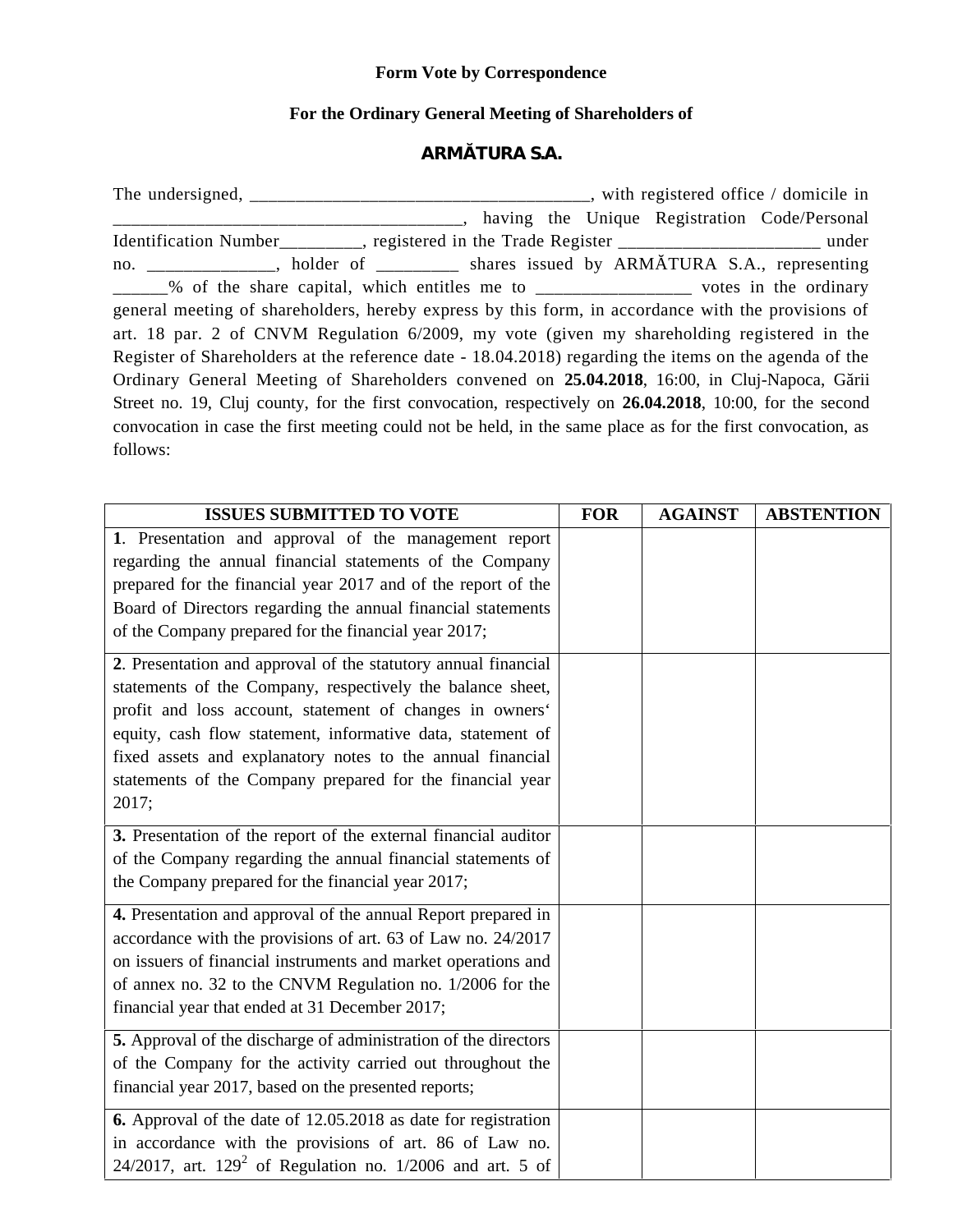**Form Vote by Correspondence**

**For the Ordinary General Meeting of Shareholders of**

**ARMĂTURA S.A.**

The undersigned, _____________________________________, with registered office / domicile in ______________________________________, having the Unique Registration Code/Personal Identification Number_________, registered in the Trade Register ______________________ under no. ______________, holder of _________ shares issued by ARMĂTURA S.A., representing ______% of the share capital, which entitles me to _________________ votes in the ordinary general meeting of shareholders, hereby express by this form, in accordance with the provisions of art. 18 par. 2 of CNVM Regulation 6/2009, my vote (given my shareholding registered in the Register of Shareholders at the reference date - 18.04.2018) regarding the items on the agenda of the Ordinary General Meeting of Shareholders convened on **25.04.2018**, 16:00, in Cluj-Napoca, Gării Street no. 19, Cluj county, for the first convocation, respectively on **26.04.2018**, 10:00, for the second convocation in case the first meeting could not be held, in the same place as for the first convocation, as follows:

| ISSUES SUBMITTED TO VOTE | FOR | AGAINST | ABSTENTION |
|---|---|---|---|
| **1**. Presentation and approval of the management report regarding the annual financial statements of the Company prepared for the financial year 2017 and of the report of the Board of Directors regarding the annual financial statements of the Company prepared for the financial year 2017; | | | |
| **2**. Presentation and approval of the statutory annual financial statements of the Company, respectively the balance sheet, profit and loss account, statement of changes in owners' equity, cash flow statement, informative data, statement of fixed assets and explanatory notes to the annual financial statements of the Company prepared for the financial year 2017; | | | |
| **3.** Presentation of the report of the external financial auditor of the Company regarding the annual financial statements of the Company prepared for the financial year 2017; | | | |
| **4.** Presentation and approval of the annual Report prepared in accordance with the provisions of art. 63 of Law no. 24/2017 on issuers of financial instruments and market operations and of annex no. 32 to the CNVM Regulation no. 1/2006 for the financial year that ended at 31 December 2017; | | | |
| **5.** Approval of the discharge of administration of the directors of the Company for the activity carried out throughout the financial year 2017, based on the presented reports; | | | |
| **6.** Approval of the date of 12.05.2018 as date for registration in accordance with the provisions of art. 86 of Law no. 24/2017, art. $129^2$ of Regulation no. 1/2006 and art. 5 of | | | |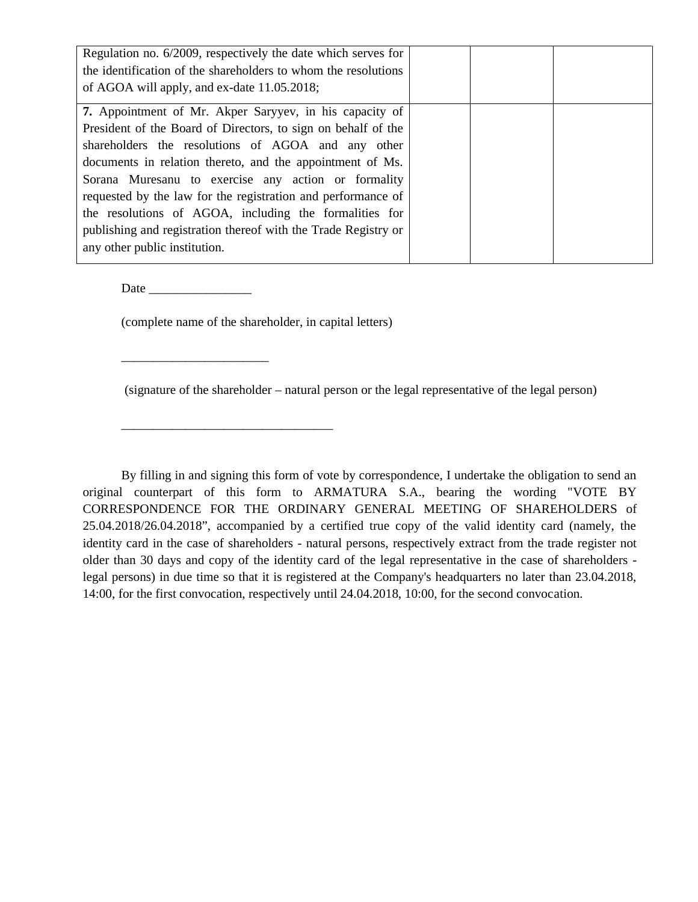| | | | |
|---|---|---|---|
| Regulation no. 6/2009, respectively the date which serves for the identification of the shareholders to whom the resolutions of AGOA will apply, and ex-date 11.05.2018; | | | |
| **7.** Appointment of Mr. Akper Saryyev, in his capacity of President of the Board of Directors, to sign on behalf of the shareholders the resolutions of AGOA and any other documents in relation thereto, and the appointment of Ms. Sorana Muresanu to exercise any action or formality requested by the law for the registration and performance of the resolutions of AGOA, including the formalities for publishing and registration thereof with the Trade Registry or any other public institution. | | | |

Date ________________

(complete name of the shareholder, in capital letters)

________________________

(signature of the shareholder – natural person or the legal representative of the legal person)

_________________________________

By filling in and signing this form of vote by correspondence, I undertake the obligation to send an original counterpart of this form to ARMATURA S.A., bearing the wording "VOTE BY CORRESPONDENCE FOR THE ORDINARY GENERAL MEETING OF SHAREHOLDERS of 25.04.2018/26.04.2018", accompanied by a certified true copy of the valid identity card (namely, the identity card in the case of shareholders - natural persons, respectively extract from the trade register not older than 30 days and copy of the identity card of the legal representative in the case of shareholders - legal persons) in due time so that it is registered at the Company's headquarters no later than 23.04.2018, 14:00, for the first convocation, respectively until 24.04.2018, 10:00, for the second convocation.